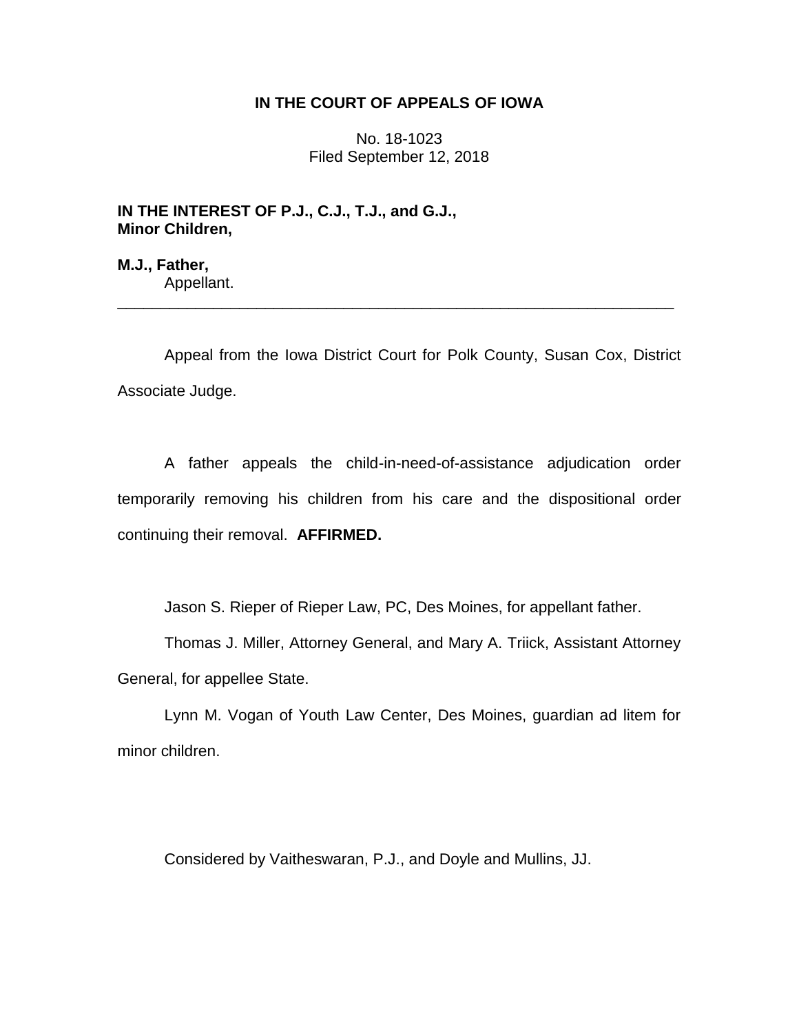**IN THE COURT OF APPEALS OF IOWA**

No. 18-1023
Filed September 12, 2018

**IN THE INTEREST OF P.J., C.J., T.J., and G.J., Minor Children,**

**M.J., Father,**
Appellant.

---

Appeal from the Iowa District Court for Polk County, Susan Cox, District Associate Judge.

A father appeals the child-in-need-of-assistance adjudication order temporarily removing his children from his care and the dispositional order continuing their removal. **AFFIRMED.**

Jason S. Rieper of Rieper Law, PC, Des Moines, for appellant father.

Thomas J. Miller, Attorney General, and Mary A. Triick, Assistant Attorney General, for appellee State.

Lynn M. Vogan of Youth Law Center, Des Moines, guardian ad litem for minor children.

Considered by Vaitheswaran, P.J., and Doyle and Mullins, JJ.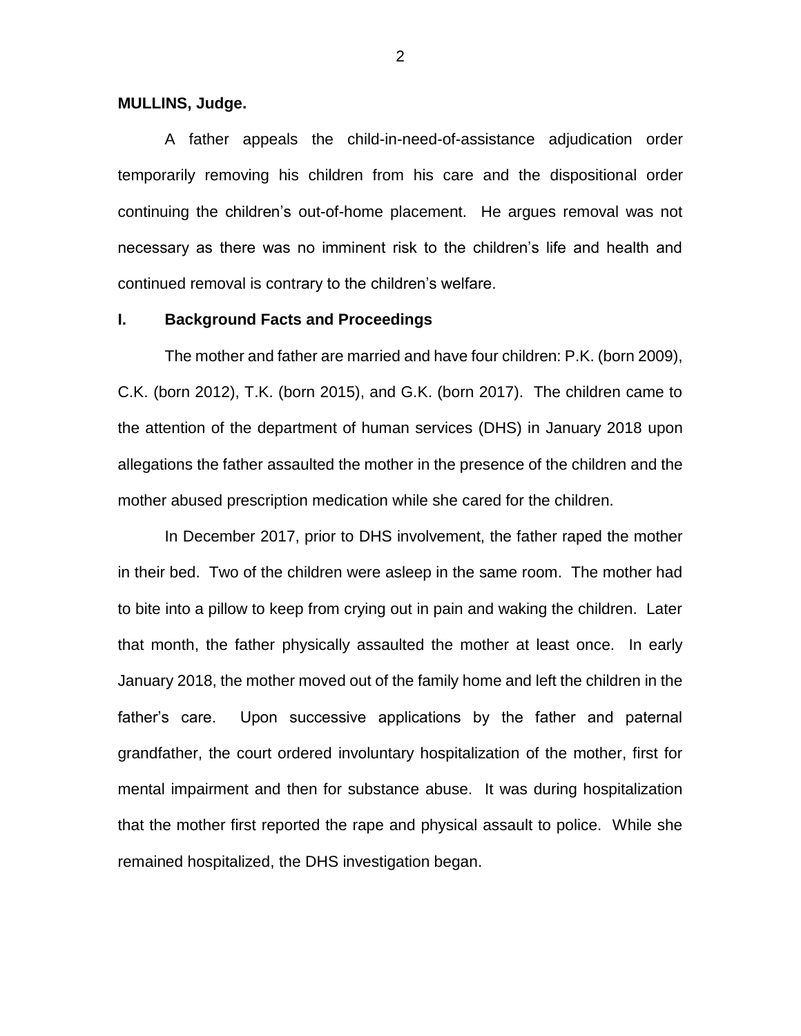**MULLINS, Judge.**

A father appeals the child-in-need-of-assistance adjudication order temporarily removing his children from his care and the dispositional order continuing the children's out-of-home placement. He argues removal was not necessary as there was no imminent risk to the children's life and health and continued removal is contrary to the children's welfare.

## I. Background Facts and Proceedings

The mother and father are married and have four children: P.K. (born 2009), C.K. (born 2012), T.K. (born 2015), and G.K. (born 2017). The children came to the attention of the department of human services (DHS) in January 2018 upon allegations the father assaulted the mother in the presence of the children and the mother abused prescription medication while she cared for the children.

In December 2017, prior to DHS involvement, the father raped the mother in their bed. Two of the children were asleep in the same room. The mother had to bite into a pillow to keep from crying out in pain and waking the children. Later that month, the father physically assaulted the mother at least once. In early January 2018, the mother moved out of the family home and left the children in the father's care. Upon successive applications by the father and paternal grandfather, the court ordered involuntary hospitalization of the mother, first for mental impairment and then for substance abuse. It was during hospitalization that the mother first reported the rape and physical assault to police. While she remained hospitalized, the DHS investigation began.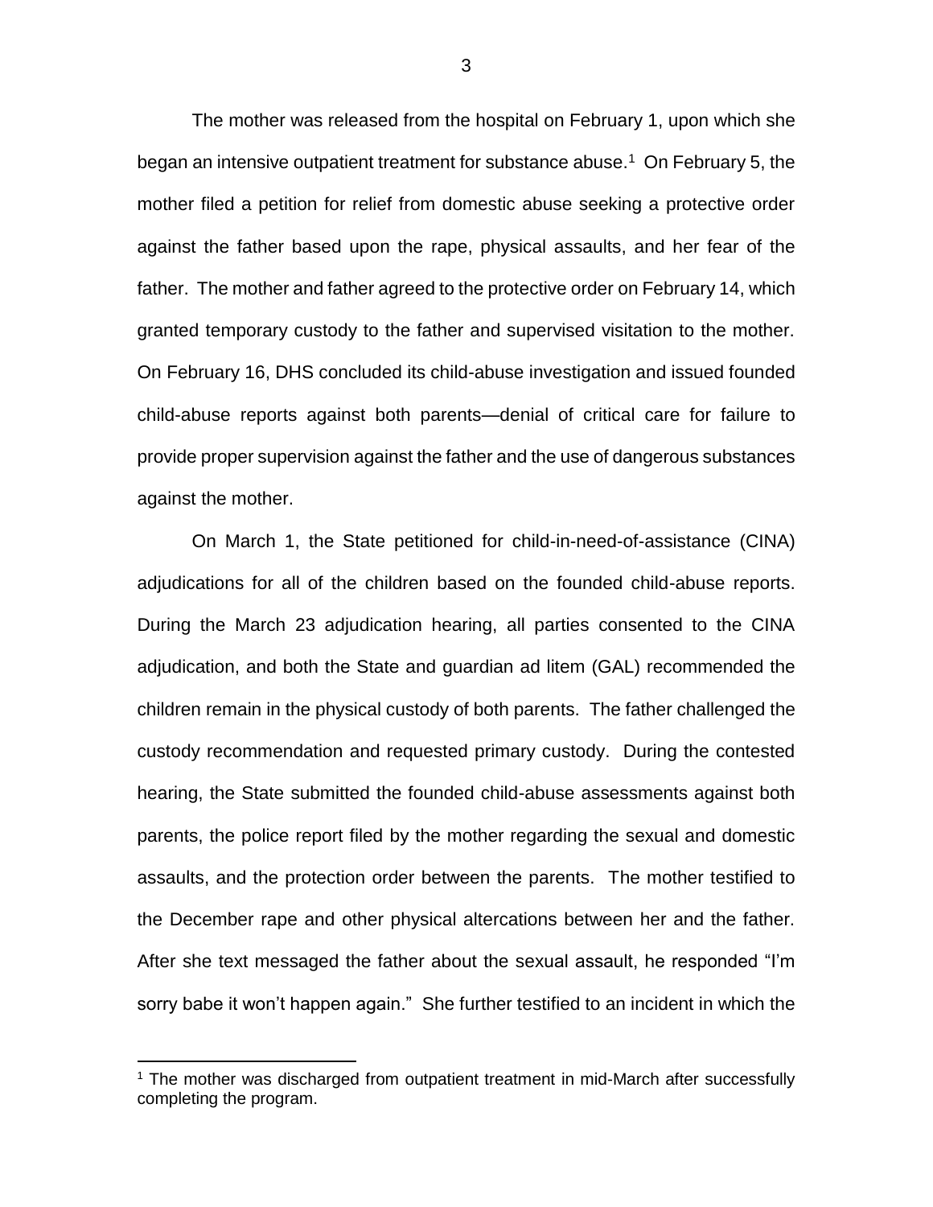The mother was released from the hospital on February 1, upon which she began an intensive outpatient treatment for substance abuse.[1] On February 5, the mother filed a petition for relief from domestic abuse seeking a protective order against the father based upon the rape, physical assaults, and her fear of the father. The mother and father agreed to the protective order on February 14, which granted temporary custody to the father and supervised visitation to the mother. On February 16, DHS concluded its child-abuse investigation and issued founded child-abuse reports against both parents—denial of critical care for failure to provide proper supervision against the father and the use of dangerous substances against the mother.

On March 1, the State petitioned for child-in-need-of-assistance (CINA) adjudications for all of the children based on the founded child-abuse reports. During the March 23 adjudication hearing, all parties consented to the CINA adjudication, and both the State and guardian ad litem (GAL) recommended the children remain in the physical custody of both parents. The father challenged the custody recommendation and requested primary custody. During the contested hearing, the State submitted the founded child-abuse assessments against both parents, the police report filed by the mother regarding the sexual and domestic assaults, and the protection order between the parents. The mother testified to the December rape and other physical altercations between her and the father. After she text messaged the father about the sexual assault, he responded "I'm sorry babe it won't happen again." She further testified to an incident in which the

[1] The mother was discharged from outpatient treatment in mid-March after successfully completing the program.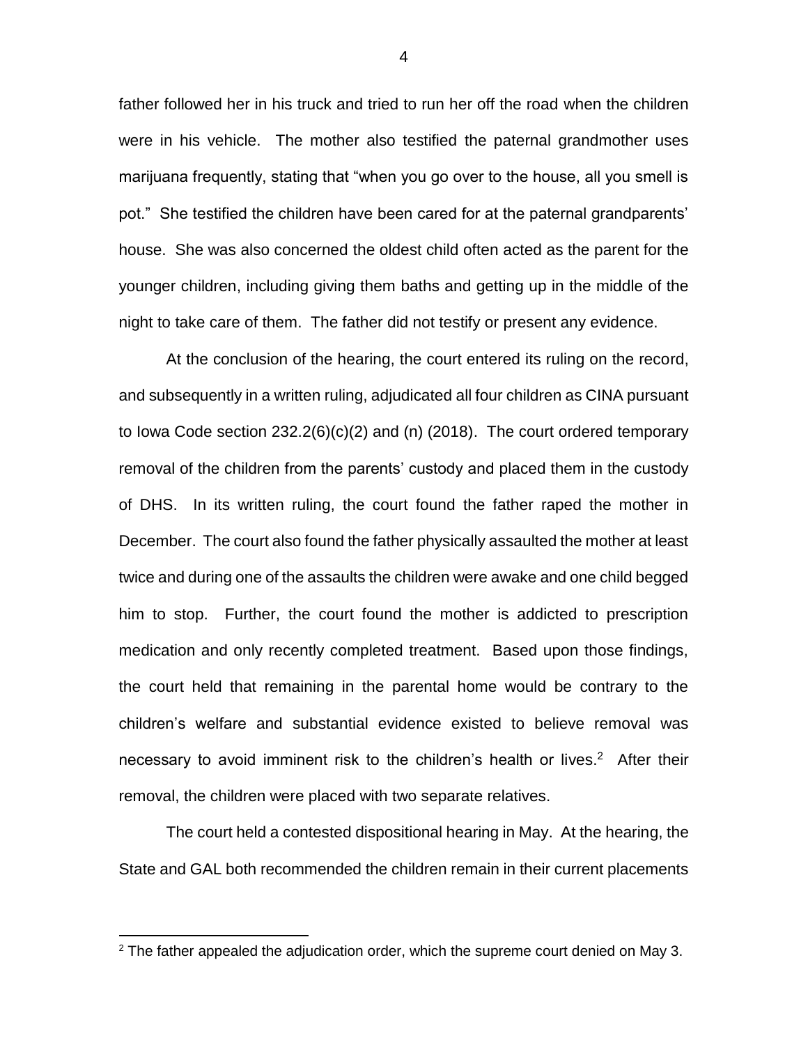father followed her in his truck and tried to run her off the road when the children were in his vehicle. The mother also testified the paternal grandmother uses marijuana frequently, stating that "when you go over to the house, all you smell is pot." She testified the children have been cared for at the paternal grandparents' house. She was also concerned the oldest child often acted as the parent for the younger children, including giving them baths and getting up in the middle of the night to take care of them. The father did not testify or present any evidence.

At the conclusion of the hearing, the court entered its ruling on the record, and subsequently in a written ruling, adjudicated all four children as CINA pursuant to Iowa Code section 232.2(6)(c)(2) and (n) (2018). The court ordered temporary removal of the children from the parents' custody and placed them in the custody of DHS. In its written ruling, the court found the father raped the mother in December. The court also found the father physically assaulted the mother at least twice and during one of the assaults the children were awake and one child begged him to stop. Further, the court found the mother is addicted to prescription medication and only recently completed treatment. Based upon those findings, the court held that remaining in the parental home would be contrary to the children's welfare and substantial evidence existed to believe removal was necessary to avoid imminent risk to the children's health or lives.[2] After their removal, the children were placed with two separate relatives.

The court held a contested dispositional hearing in May. At the hearing, the State and GAL both recommended the children remain in their current placements

[2] The father appealed the adjudication order, which the supreme court denied on May 3.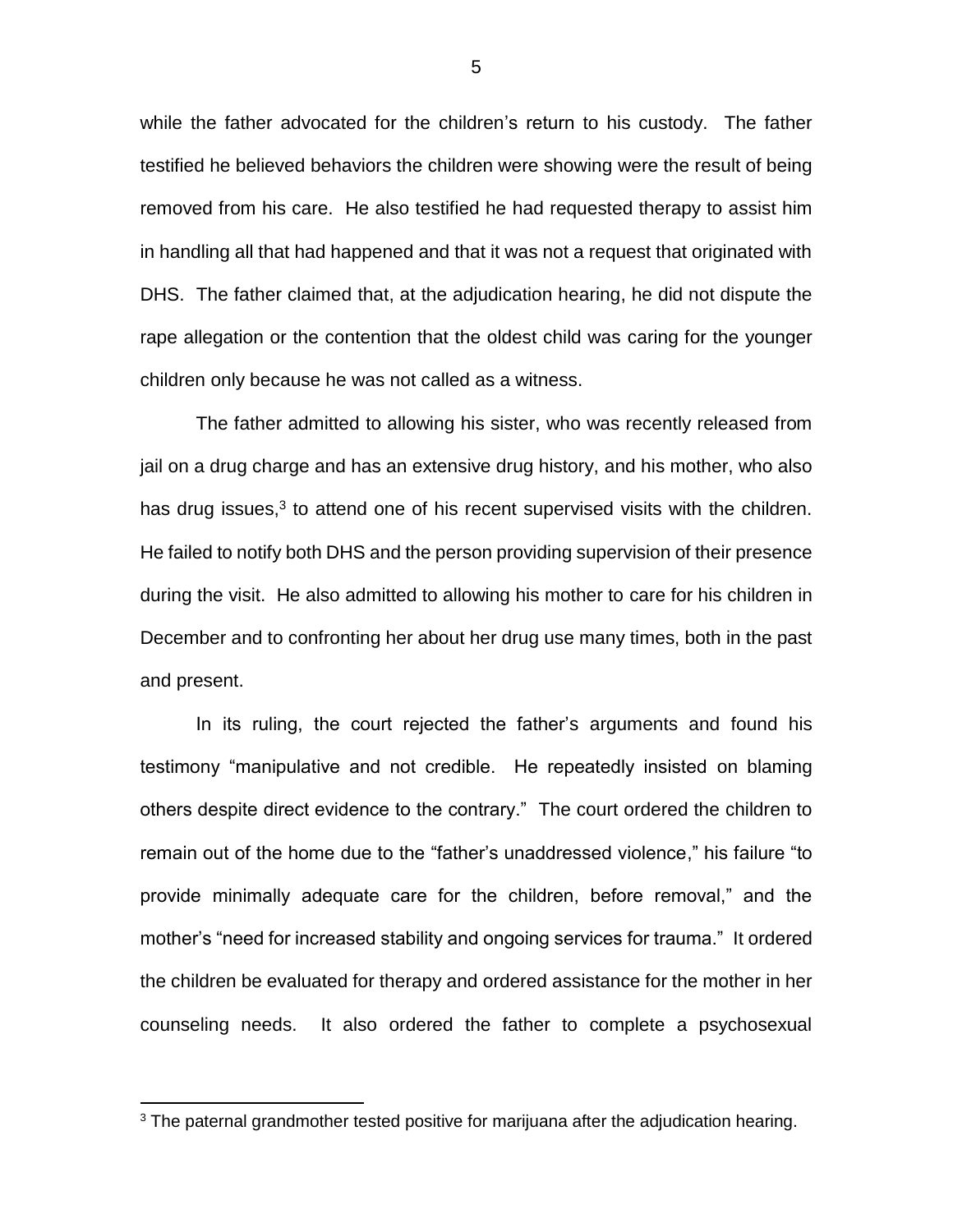while the father advocated for the children's return to his custody. The father testified he believed behaviors the children were showing were the result of being removed from his care. He also testified he had requested therapy to assist him in handling all that had happened and that it was not a request that originated with DHS. The father claimed that, at the adjudication hearing, he did not dispute the rape allegation or the contention that the oldest child was caring for the younger children only because he was not called as a witness.

The father admitted to allowing his sister, who was recently released from jail on a drug charge and has an extensive drug history, and his mother, who also has drug issues,[3] to attend one of his recent supervised visits with the children. He failed to notify both DHS and the person providing supervision of their presence during the visit. He also admitted to allowing his mother to care for his children in December and to confronting her about her drug use many times, both in the past and present.

In its ruling, the court rejected the father's arguments and found his testimony "manipulative and not credible. He repeatedly insisted on blaming others despite direct evidence to the contrary." The court ordered the children to remain out of the home due to the "father's unaddressed violence," his failure "to provide minimally adequate care for the children, before removal," and the mother's "need for increased stability and ongoing services for trauma." It ordered the children be evaluated for therapy and ordered assistance for the mother in her counseling needs. It also ordered the father to complete a psychosexual

[3] The paternal grandmother tested positive for marijuana after the adjudication hearing.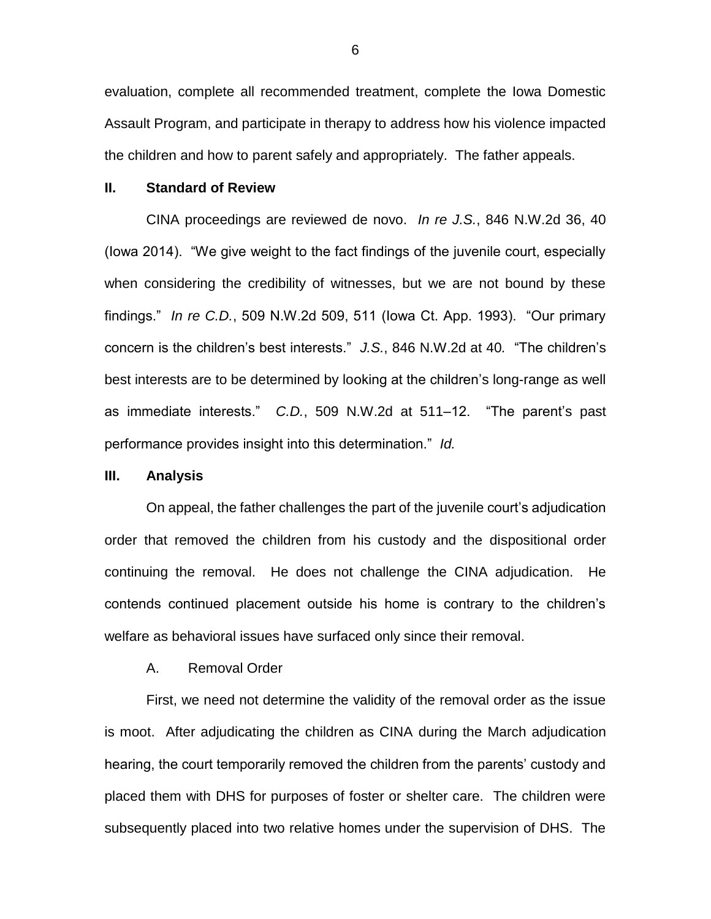evaluation, complete all recommended treatment, complete the Iowa Domestic Assault Program, and participate in therapy to address how his violence impacted the children and how to parent safely and appropriately. The father appeals.

## II. Standard of Review

CINA proceedings are reviewed de novo. *In re J.S.*, 846 N.W.2d 36, 40 (Iowa 2014). "We give weight to the fact findings of the juvenile court, especially when considering the credibility of witnesses, but we are not bound by these findings." *In re C.D.*, 509 N.W.2d 509, 511 (Iowa Ct. App. 1993). "Our primary concern is the children's best interests." *J.S.*, 846 N.W.2d at 40. "The children's best interests are to be determined by looking at the children's long-range as well as immediate interests." *C.D.*, 509 N.W.2d at 511–12. "The parent's past performance provides insight into this determination." *Id.*

## III. Analysis

On appeal, the father challenges the part of the juvenile court's adjudication order that removed the children from his custody and the dispositional order continuing the removal. He does not challenge the CINA adjudication. He contends continued placement outside his home is contrary to the children's welfare as behavioral issues have surfaced only since their removal.

### A. Removal Order

First, we need not determine the validity of the removal order as the issue is moot. After adjudicating the children as CINA during the March adjudication hearing, the court temporarily removed the children from the parents' custody and placed them with DHS for purposes of foster or shelter care. The children were subsequently placed into two relative homes under the supervision of DHS. The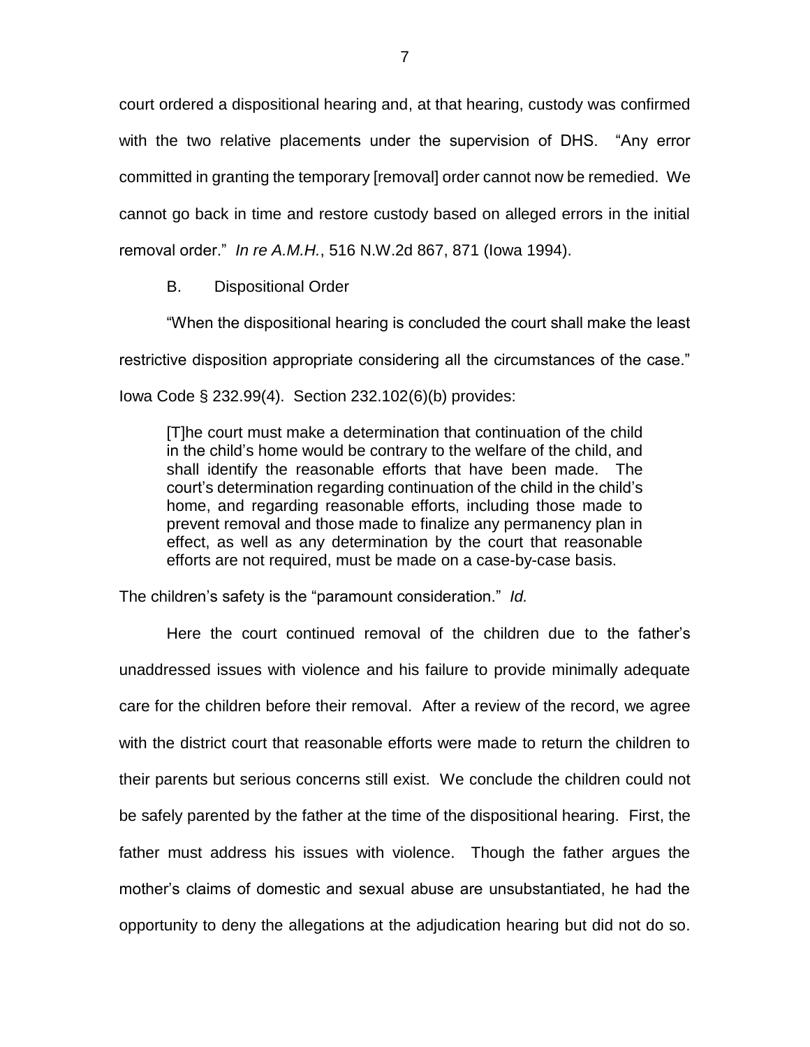court ordered a dispositional hearing and, at that hearing, custody was confirmed with the two relative placements under the supervision of DHS. "Any error committed in granting the temporary [removal] order cannot now be remedied. We cannot go back in time and restore custody based on alleged errors in the initial removal order." *In re A.M.H.*, 516 N.W.2d 867, 871 (Iowa 1994).

B. Dispositional Order

"When the dispositional hearing is concluded the court shall make the least restrictive disposition appropriate considering all the circumstances of the case." Iowa Code § 232.99(4). Section 232.102(6)(b) provides:

> [T]he court must make a determination that continuation of the child in the child's home would be contrary to the welfare of the child, and shall identify the reasonable efforts that have been made. The court's determination regarding continuation of the child in the child's home, and regarding reasonable efforts, including those made to prevent removal and those made to finalize any permanency plan in effect, as well as any determination by the court that reasonable efforts are not required, must be made on a case-by-case basis.

The children's safety is the "paramount consideration." *Id.*

Here the court continued removal of the children due to the father's unaddressed issues with violence and his failure to provide minimally adequate care for the children before their removal. After a review of the record, we agree with the district court that reasonable efforts were made to return the children to their parents but serious concerns still exist. We conclude the children could not be safely parented by the father at the time of the dispositional hearing. First, the father must address his issues with violence. Though the father argues the mother's claims of domestic and sexual abuse are unsubstantiated, he had the opportunity to deny the allegations at the adjudication hearing but did not do so.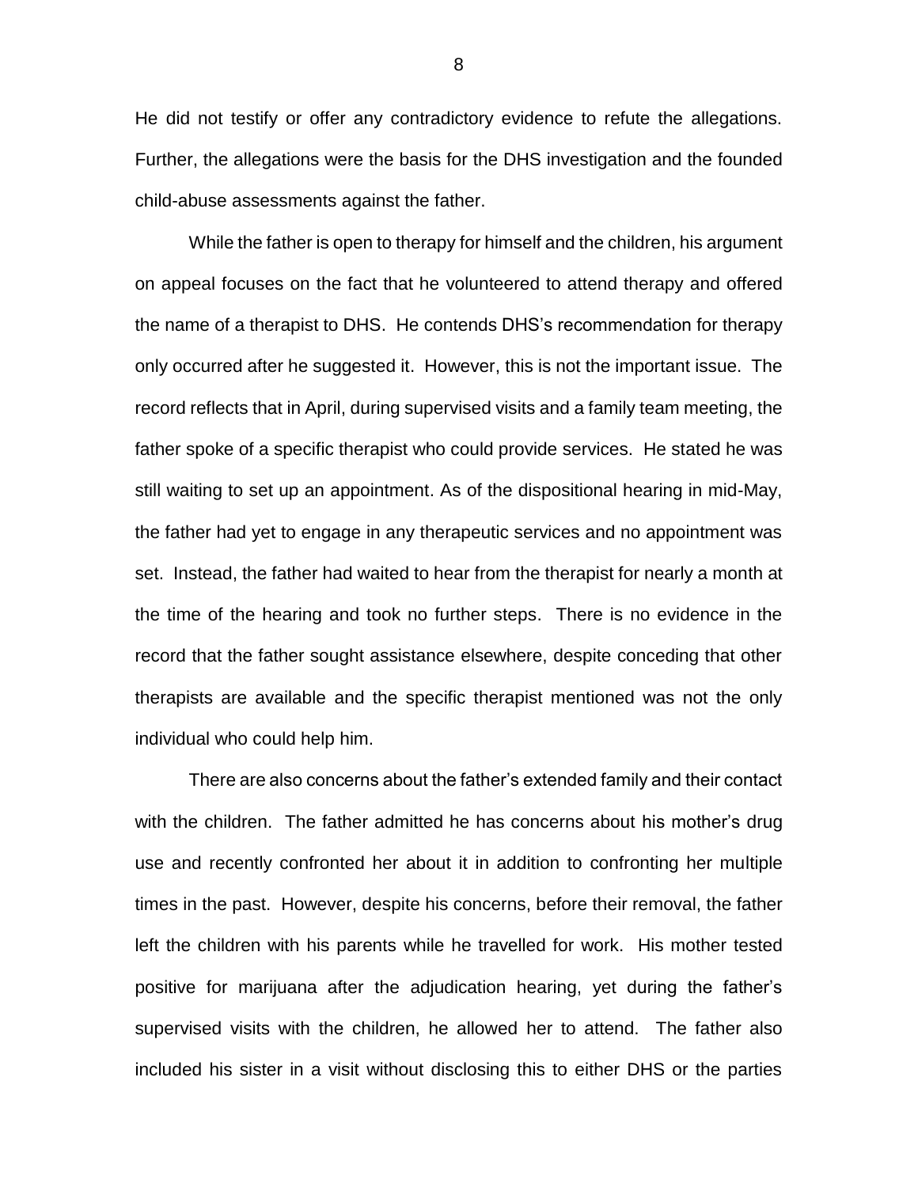He did not testify or offer any contradictory evidence to refute the allegations. Further, the allegations were the basis for the DHS investigation and the founded child-abuse assessments against the father.

While the father is open to therapy for himself and the children, his argument on appeal focuses on the fact that he volunteered to attend therapy and offered the name of a therapist to DHS. He contends DHS's recommendation for therapy only occurred after he suggested it. However, this is not the important issue. The record reflects that in April, during supervised visits and a family team meeting, the father spoke of a specific therapist who could provide services. He stated he was still waiting to set up an appointment. As of the dispositional hearing in mid-May, the father had yet to engage in any therapeutic services and no appointment was set. Instead, the father had waited to hear from the therapist for nearly a month at the time of the hearing and took no further steps. There is no evidence in the record that the father sought assistance elsewhere, despite conceding that other therapists are available and the specific therapist mentioned was not the only individual who could help him.

There are also concerns about the father's extended family and their contact with the children. The father admitted he has concerns about his mother's drug use and recently confronted her about it in addition to confronting her multiple times in the past. However, despite his concerns, before their removal, the father left the children with his parents while he travelled for work. His mother tested positive for marijuana after the adjudication hearing, yet during the father's supervised visits with the children, he allowed her to attend. The father also included his sister in a visit without disclosing this to either DHS or the parties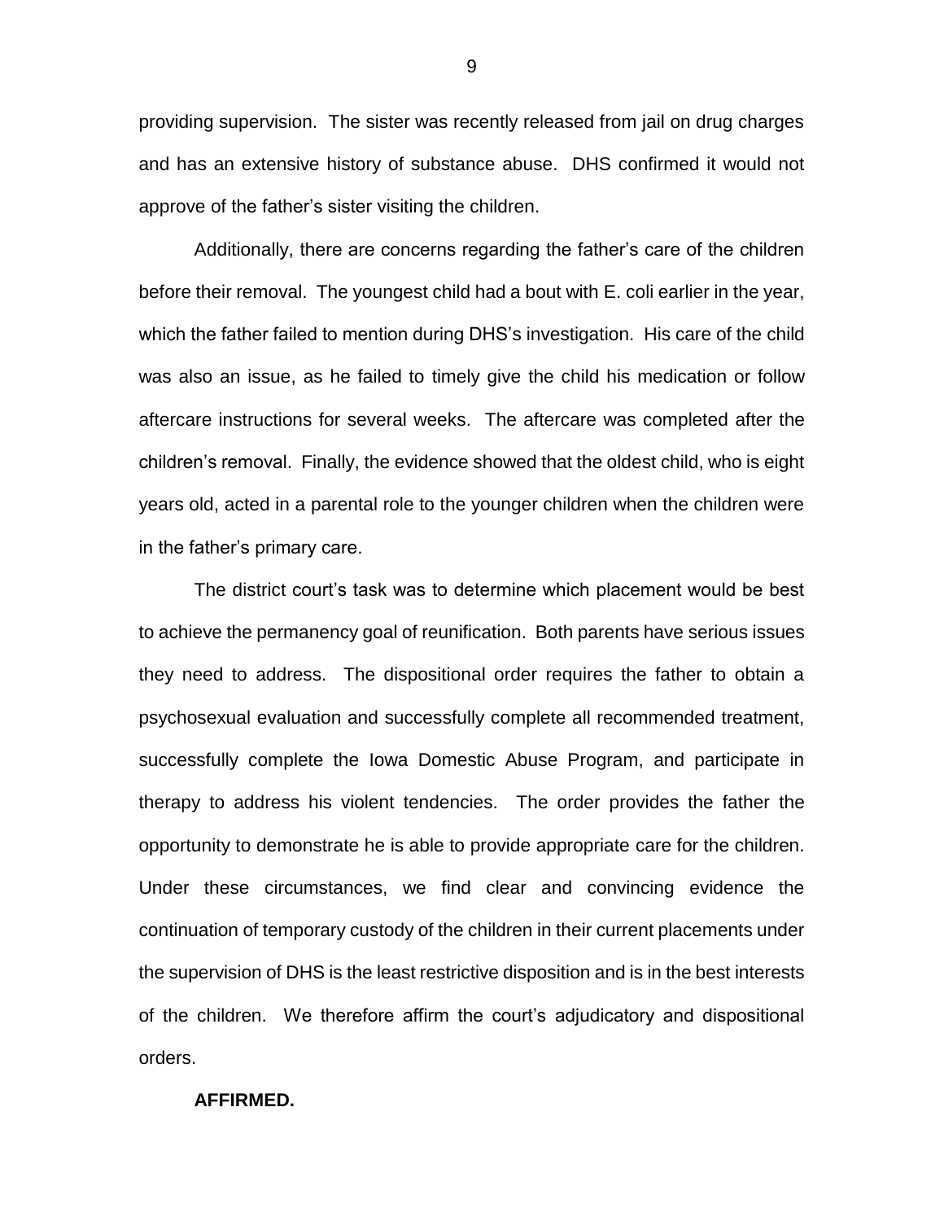providing supervision. The sister was recently released from jail on drug charges and has an extensive history of substance abuse. DHS confirmed it would not approve of the father's sister visiting the children.

Additionally, there are concerns regarding the father's care of the children before their removal. The youngest child had a bout with E. coli earlier in the year, which the father failed to mention during DHS's investigation. His care of the child was also an issue, as he failed to timely give the child his medication or follow aftercare instructions for several weeks. The aftercare was completed after the children's removal. Finally, the evidence showed that the oldest child, who is eight years old, acted in a parental role to the younger children when the children were in the father's primary care.

The district court's task was to determine which placement would be best to achieve the permanency goal of reunification. Both parents have serious issues they need to address. The dispositional order requires the father to obtain a psychosexual evaluation and successfully complete all recommended treatment, successfully complete the Iowa Domestic Abuse Program, and participate in therapy to address his violent tendencies. The order provides the father the opportunity to demonstrate he is able to provide appropriate care for the children. Under these circumstances, we find clear and convincing evidence the continuation of temporary custody of the children in their current placements under the supervision of DHS is the least restrictive disposition and is in the best interests of the children. We therefore affirm the court's adjudicatory and dispositional orders.

**AFFIRMED.**